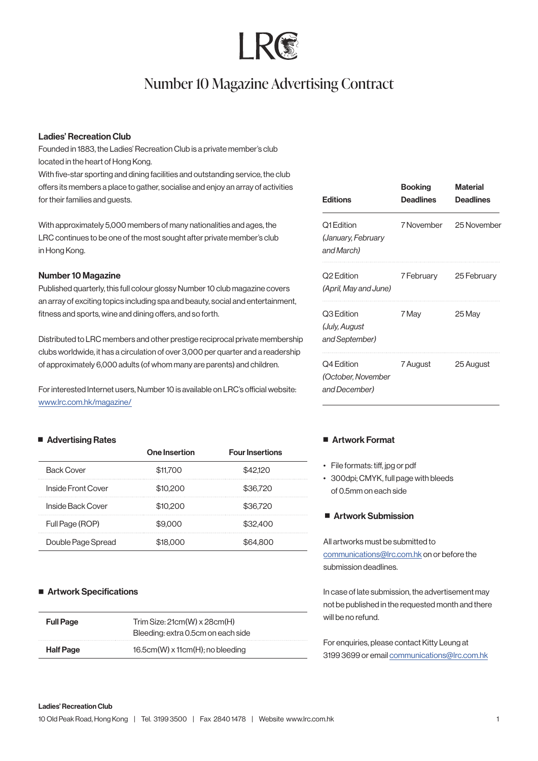# Number 10 Magazine Advertising Contract

### Ladies' Recreation Club

Founded in 1883, the Ladies' Recreation Club is a private member's club located in the heart of Hong Kong.
With five-star sporting and dining facilities and outstanding service, the club offers its members a place to gather, socialise and enjoy an array of activities for their families and guests.

With approximately 5,000 members of many nationalities and ages, the LRC continues to be one of the most sought after private member's club in Hong Kong.

### Number 10 Magazine

Published quarterly, this full colour glossy Number 10 club magazine covers an array of exciting topics including spa and beauty, social and entertainment, fitness and sports, wine and dining offers, and so forth.

Distributed to LRC members and other prestige reciprocal private membership clubs worldwide, it has a circulation of over 3,000 per quarter and a readership of approximately 6,000 adults (of whom many are parents) and children.

For interested Internet users, Number 10 is available on LRC's official website: [www.lrc.com.hk/magazine/](www.lrc.com.hk/magazine/)

| Editions | Booking Deadlines | Material Deadlines |
|---|---|---|
| Q1 Edition *(January, February and March)* | 7 November | 25 November |
| Q2 Edition *(April, May and June)* | 7 February | 25 February |
| Q3 Edition *(July, August and September)* | 7 May | 25 May |
| Q4 Edition *(October, November and December)* | 7 August | 25 August |

### ■ Advertising Rates

| | One Insertion | Four Insertions |
|---|---|---|
| Back Cover | $11,700 | $42,120 |
| Inside Front Cover | $10,200 | $36,720 |
| Inside Back Cover | $10,200 | $36,720 |
| Full Page (ROP) | $9,000 | $32,400 |
| Double Page Spread | $18,000 | $64,800 |

### ■ Artwork Specifications

| | |
|---|---|
| **Full Page** | Trim Size: 21cm(W) x 28cm(H)<br>Bleeding: extra 0.5cm on each side |
| **Half Page** | 16.5cm(W) x 11cm(H); no bleeding |

### ■ Artwork Format

- File formats: tiff, jpg or pdf
- 300dpi; CMYK, full page with bleeds of 0.5mm on each side

### ■ Artwork Submission

All artworks must be submitted to [communications@lrc.com.hk](mailto:communications@lrc.com.hk) on or before the submission deadlines.

In case of late submission, the advertisement may not be published in the requested month and there will be no refund.

For enquiries, please contact Kitty Leung at 3199 3699 or email [communications@lrc.com.hk](mailto:communications@lrc.com.hk)

**Ladies' Recreation Club**
10 Old Peak Road, Hong Kong | Tel. 3199 3500 | Fax 2840 1478 | Website www.lrc.com.hk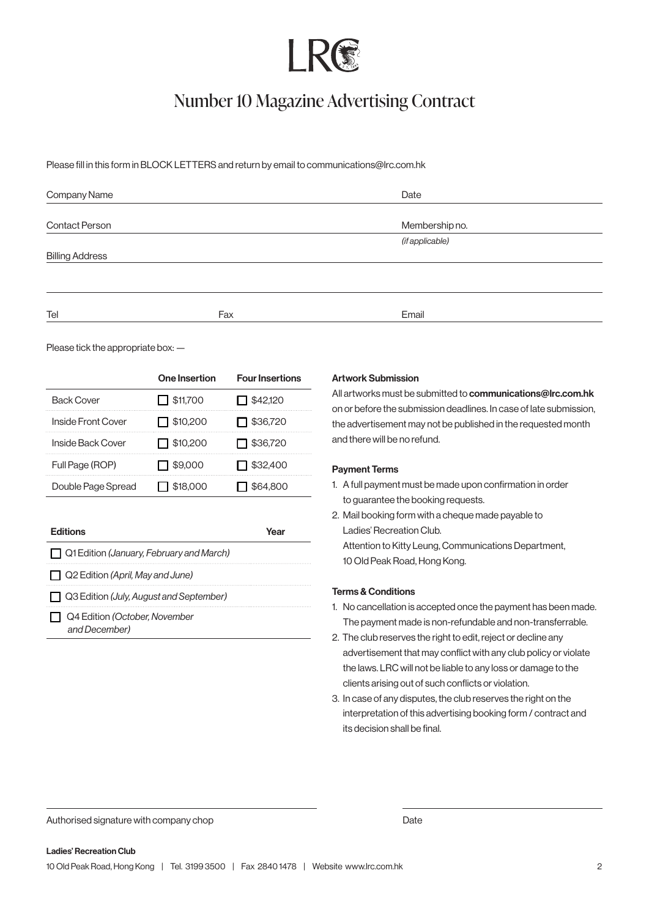# Number 10 Magazine Advertising Contract

Please fill in this form in BLOCK LETTERS and return by email to communications@lrc.com.hk

Company Name

Date

Contact Person

Membership no.
*(if applicable)*

Billing Address

Tel

Fax

Email

Please tick the appropriate box: —

| | One Insertion | Four Insertions |
|---|---|---|
| Back Cover | ☐ $11,700 | ☐ $42,120 |
| Inside Front Cover | ☐ $10,200 | ☐ $36,720 |
| Inside Back Cover | ☐ $10,200 | ☐ $36,720 |
| Full Page (ROP) | ☐ $9,000 | ☐ $32,400 |
| Double Page Spread | ☐ $18,000 | ☐ $64,800 |

| Editions | Year |
|---|---|
| ☐ Q1 Edition *(January, February and March)* | |
| ☐ Q2 Edition *(April, May and June)* | |
| ☐ Q3 Edition *(July, August and September)* | |
| ☐ Q4 Edition *(October, November and December)* | |

**Artwork Submission**

All artworks must be submitted to **communications@lrc.com.hk** on or before the submission deadlines. In case of late submission, the advertisement may not be published in the requested month and there will be no refund.

**Payment Terms**

1. A full payment must be made upon confirmation in order to guarantee the booking requests.
2. Mail booking form with a cheque made payable to Ladies' Recreation Club.
   Attention to Kitty Leung, Communications Department, 10 Old Peak Road, Hong Kong.

**Terms & Conditions**

1. No cancellation is accepted once the payment has been made. The payment made is non-refundable and non-transferrable.
2. The club reserves the right to edit, reject or decline any advertisement that may conflict with any club policy or violate the laws. LRC will not be liable to any loss or damage to the clients arising out of such conflicts or violation.
3. In case of any disputes, the club reserves the right on the interpretation of this advertising booking form / contract and its decision shall be final.

Authorised signature with company chop

Date

**Ladies' Recreation Club**

10 Old Peak Road, Hong Kong | Tel. 3199 3500 | Fax 2840 1478 | Website www.lrc.com.hk